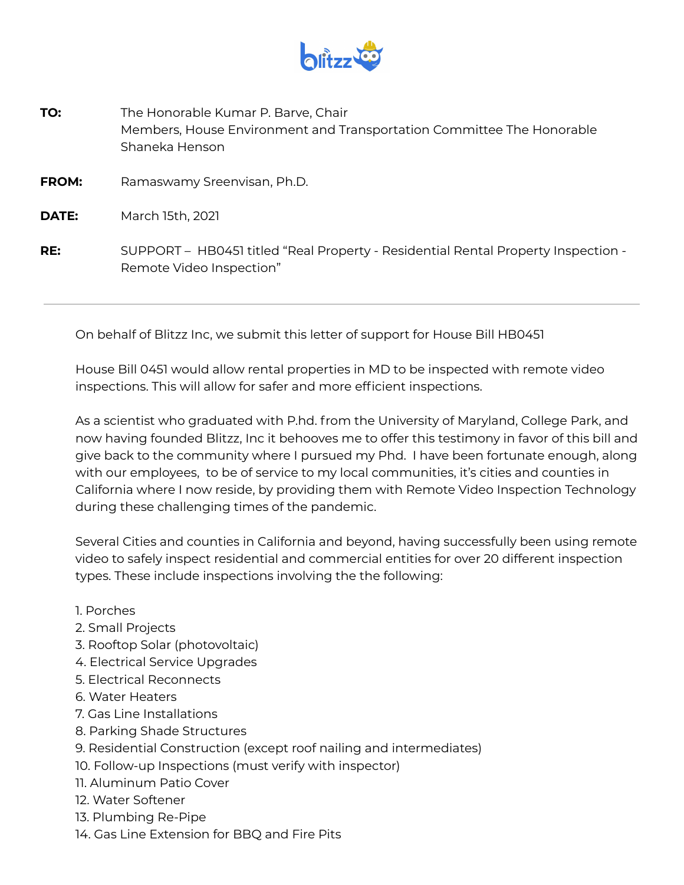**TO:** The Honorable Kumar P. Barve, Chair
Members, House Environment and Transportation Committee The Honorable Shaneka Henson

**FROM:** Ramaswamy Sreenvisan, Ph.D.

**DATE:** March 15th, 2021

**RE:** SUPPORT – HB0451 titled "Real Property - Residential Rental Property Inspection - Remote Video Inspection"

---

On behalf of Blitzz Inc, we submit this letter of support for House Bill HB0451

House Bill 0451 would allow rental properties in MD to be inspected with remote video inspections. This will allow for safer and more efficient inspections.

As a scientist who graduated with P.hd. from the University of Maryland, College Park, and now having founded Blitzz, Inc it behooves me to offer this testimony in favor of this bill and give back to the community where I pursued my Phd. I have been fortunate enough, along with our employees, to be of service to my local communities, it's cities and counties in California where I now reside, by providing them with Remote Video Inspection Technology during these challenging times of the pandemic.

Several Cities and counties in California and beyond, having successfully been using remote video to safely inspect residential and commercial entities for over 20 different inspection types. These include inspections involving the the following:

1. Porches
2. Small Projects
3. Rooftop Solar (photovoltaic)
4. Electrical Service Upgrades
5. Electrical Reconnects
6. Water Heaters
7. Gas Line Installations
8. Parking Shade Structures
9. Residential Construction (except roof nailing and intermediates)
10. Follow-up Inspections (must verify with inspector)
11. Aluminum Patio Cover
12. Water Softener
13. Plumbing Re-Pipe
14. Gas Line Extension for BBQ and Fire Pits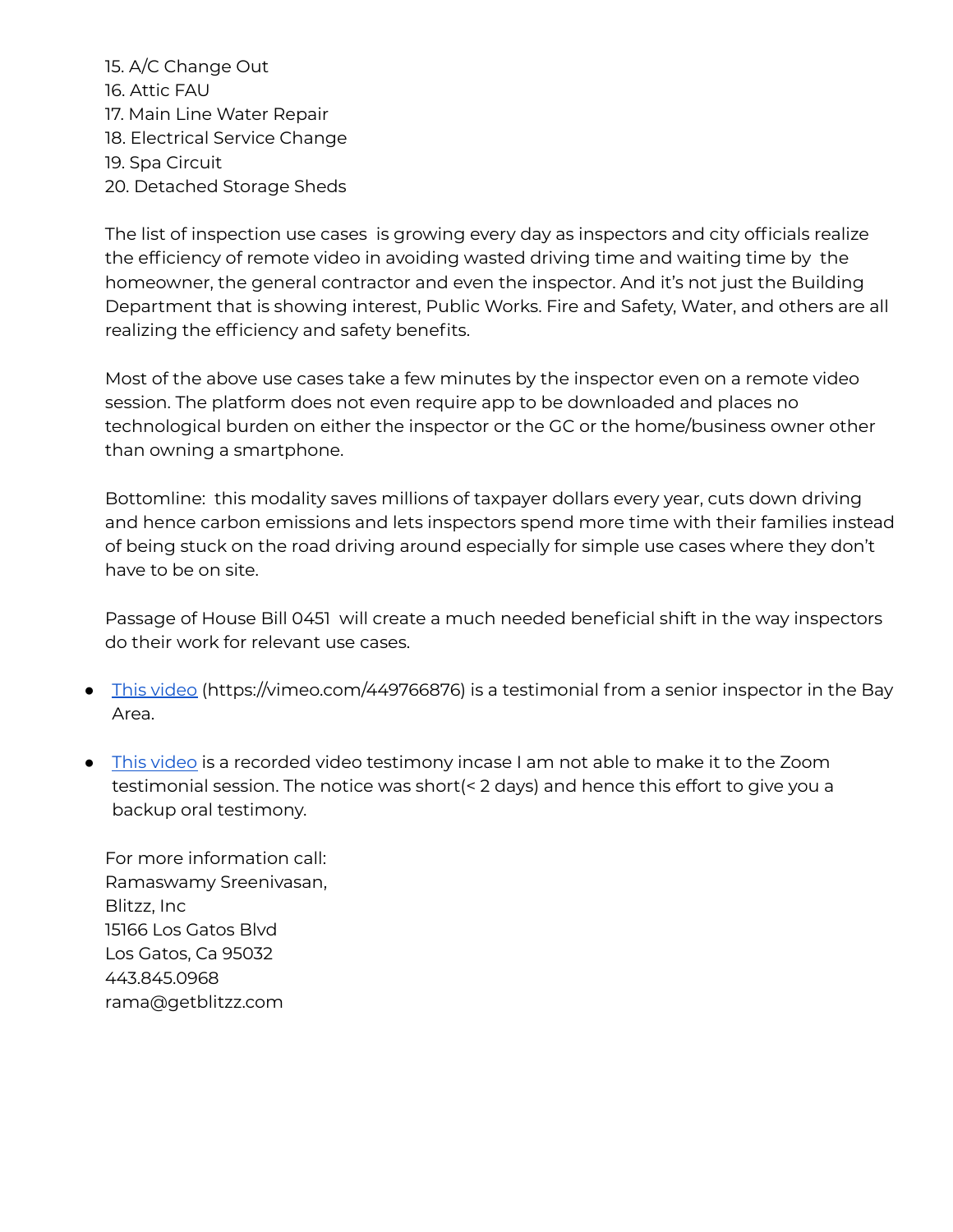15. A/C Change Out
16. Attic FAU
17. Main Line Water Repair
18. Electrical Service Change
19. Spa Circuit
20. Detached Storage Sheds

The list of inspection use cases is growing every day as inspectors and city officials realize the efficiency of remote video in avoiding wasted driving time and waiting time by the homeowner, the general contractor and even the inspector. And it's not just the Building Department that is showing interest, Public Works. Fire and Safety, Water, and others are all realizing the efficiency and safety benefits.

Most of the above use cases take a few minutes by the inspector even on a remote video session. The platform does not even require app to be downloaded and places no technological burden on either the inspector or the GC or the home/business owner other than owning a smartphone.

Bottomline: this modality saves millions of taxpayer dollars every year, cuts down driving and hence carbon emissions and lets inspectors spend more time with their families instead of being stuck on the road driving around especially for simple use cases where they don't have to be on site.

Passage of House Bill 0451 will create a much needed beneficial shift in the way inspectors do their work for relevant use cases.

- This video (https://vimeo.com/449766876) is a testimonial from a senior inspector in the Bay Area.
- This video is a recorded video testimony incase I am not able to make it to the Zoom testimonial session. The notice was short(< 2 days) and hence this effort to give you a backup oral testimony.

For more information call:
Ramaswamy Sreenivasan,
Blitzz, Inc
15166 Los Gatos Blvd
Los Gatos, Ca 95032
443.845.0968
rama@getblitzz.com